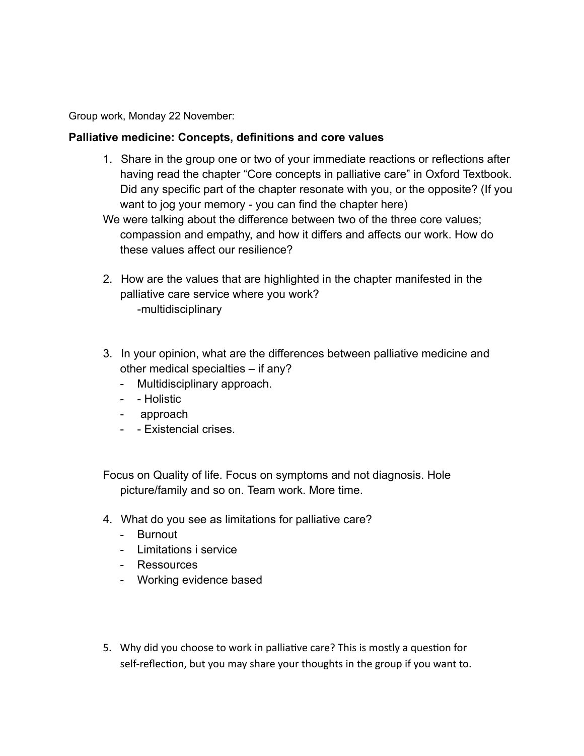Group work, Monday 22 November:

**Palliative medicine: Concepts, definitions and core values**

1. Share in the group one or two of your immediate reactions or reflections after having read the chapter "Core concepts in palliative care" in Oxford Textbook. Did any specific part of the chapter resonate with you, or the opposite? (If you want to jog your memory - you can find the chapter here)

We were talking about the difference between two of the three core values; compassion and empathy, and how it differs and affects our work. How do these values affect our resilience?

2. How are the values that are highlighted in the chapter manifested in the palliative care service where you work?

   -multidisciplinary

3. In your opinion, what are the differences between palliative medicine and other medical specialties – if any?
   - Multidisciplinary approach.
   - - Holistic
   - approach
   - - Existencial crises.

Focus on Quality of life. Focus on symptoms and not diagnosis. Hole picture/family and so on. Team work. More time.

4. What do you see as limitations for palliative care?
   - Burnout
   - Limitations i service
   - Ressources
   - Working evidence based

5. Why did you choose to work in palliative care? This is mostly a question for self-reflection, but you may share your thoughts in the group if you want to.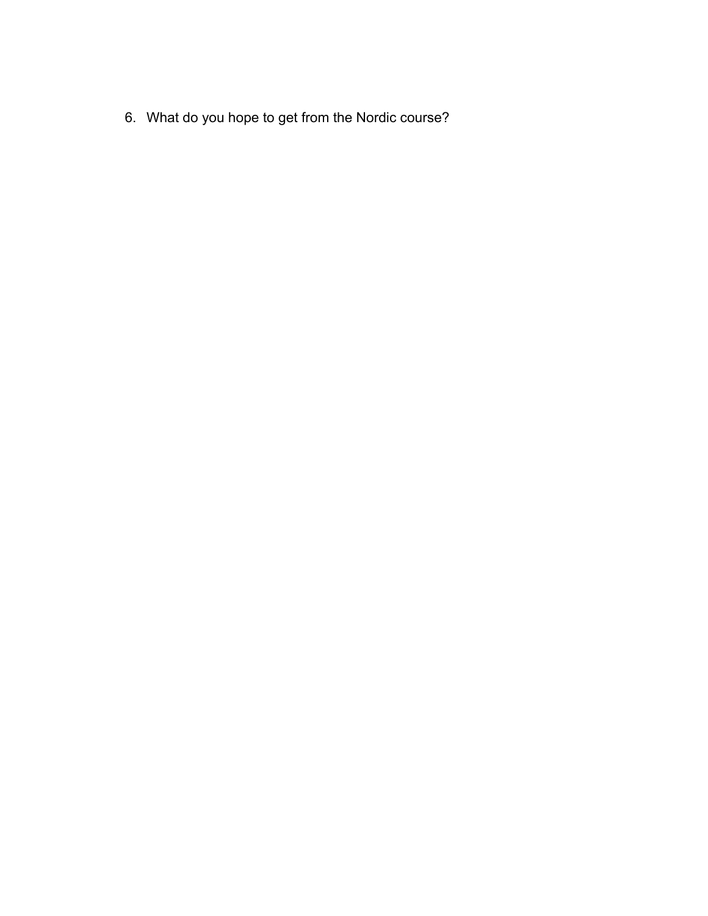6. What do you hope to get from the Nordic course?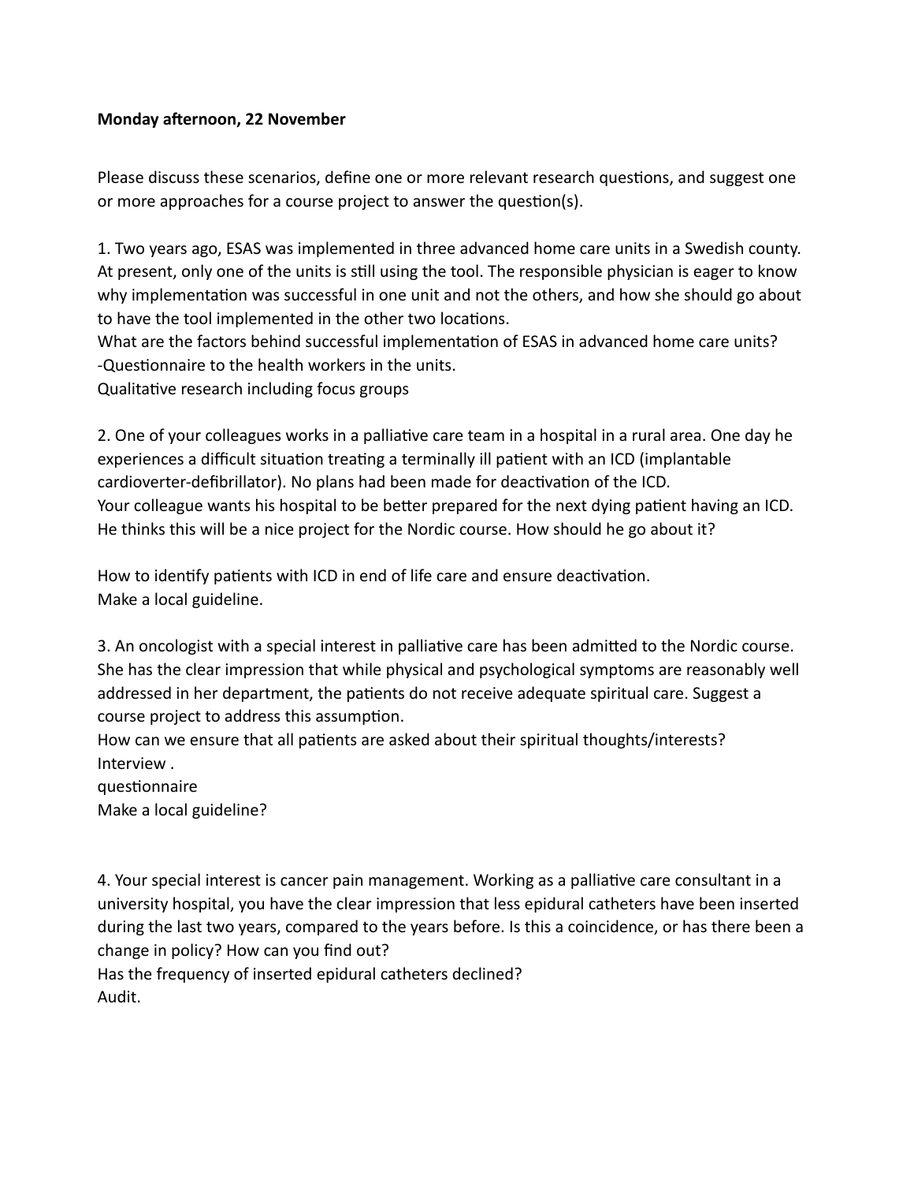**Monday afternoon, 22 November**

Please discuss these scenarios, define one or more relevant research questions, and suggest one or more approaches for a course project to answer the question(s).

1. Two years ago, ESAS was implemented in three advanced home care units in a Swedish county. At present, only one of the units is still using the tool. The responsible physician is eager to know why implementation was successful in one unit and not the others, and how she should go about to have the tool implemented in the other two locations.
What are the factors behind successful implementation of ESAS in advanced home care units?
-Questionnaire to the health workers in the units.
Qualitative research including focus groups

2. One of your colleagues works in a palliative care team in a hospital in a rural area. One day he experiences a difficult situation treating a terminally ill patient with an ICD (implantable cardioverter-defibrillator). No plans had been made for deactivation of the ICD.
Your colleague wants his hospital to be better prepared for the next dying patient having an ICD. He thinks this will be a nice project for the Nordic course. How should he go about it?

How to identify patients with ICD in end of life care and ensure deactivation.
Make a local guideline.

3. An oncologist with a special interest in palliative care has been admitted to the Nordic course. She has the clear impression that while physical and psychological symptoms are reasonably well addressed in her department, the patients do not receive adequate spiritual care. Suggest a course project to address this assumption.
How can we ensure that all patients are asked about their spiritual thoughts/interests?
Interview .
questionnaire
Make a local guideline?

4. Your special interest is cancer pain management. Working as a palliative care consultant in a university hospital, you have the clear impression that less epidural catheters have been inserted during the last two years, compared to the years before. Is this a coincidence, or has there been a change in policy? How can you find out?
Has the frequency of inserted epidural catheters declined?
Audit.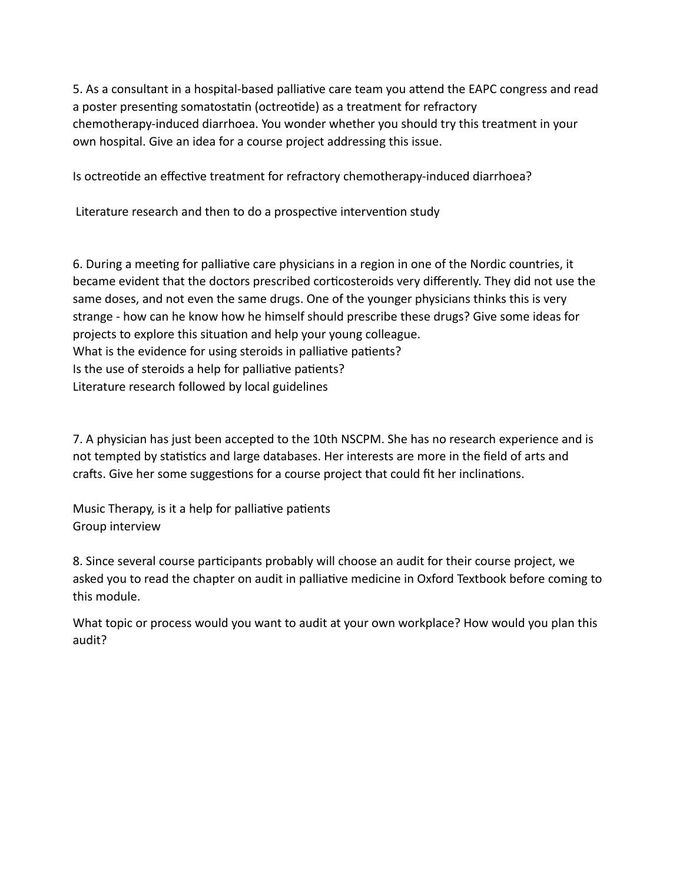5. As a consultant in a hospital-based palliative care team you attend the EAPC congress and read a poster presenting somatostatin (octreotide) as a treatment for refractory chemotherapy-induced diarrhoea. You wonder whether you should try this treatment in your own hospital. Give an idea for a course project addressing this issue.

Is octreotide an effective treatment for refractory chemotherapy-induced diarrhoea?

Literature research and then to do a prospective intervention study

6. During a meeting for palliative care physicians in a region in one of the Nordic countries, it became evident that the doctors prescribed corticosteroids very differently. They did not use the same doses, and not even the same drugs. One of the younger physicians thinks this is very strange - how can he know how he himself should prescribe these drugs? Give some ideas for projects to explore this situation and help your young colleague.
What is the evidence for using steroids in palliative patients?
Is the use of steroids a help for palliative patients?
Literature research followed by local guidelines

7. A physician has just been accepted to the 10th NSCPM. She has no research experience and is not tempted by statistics and large databases. Her interests are more in the field of arts and crafts. Give her some suggestions for a course project that could fit her inclinations.

Music Therapy, is it a help for palliative patients
Group interview

8. Since several course participants probably will choose an audit for their course project, we asked you to read the chapter on audit in palliative medicine in Oxford Textbook before coming to this module.

What topic or process would you want to audit at your own workplace? How would you plan this audit?